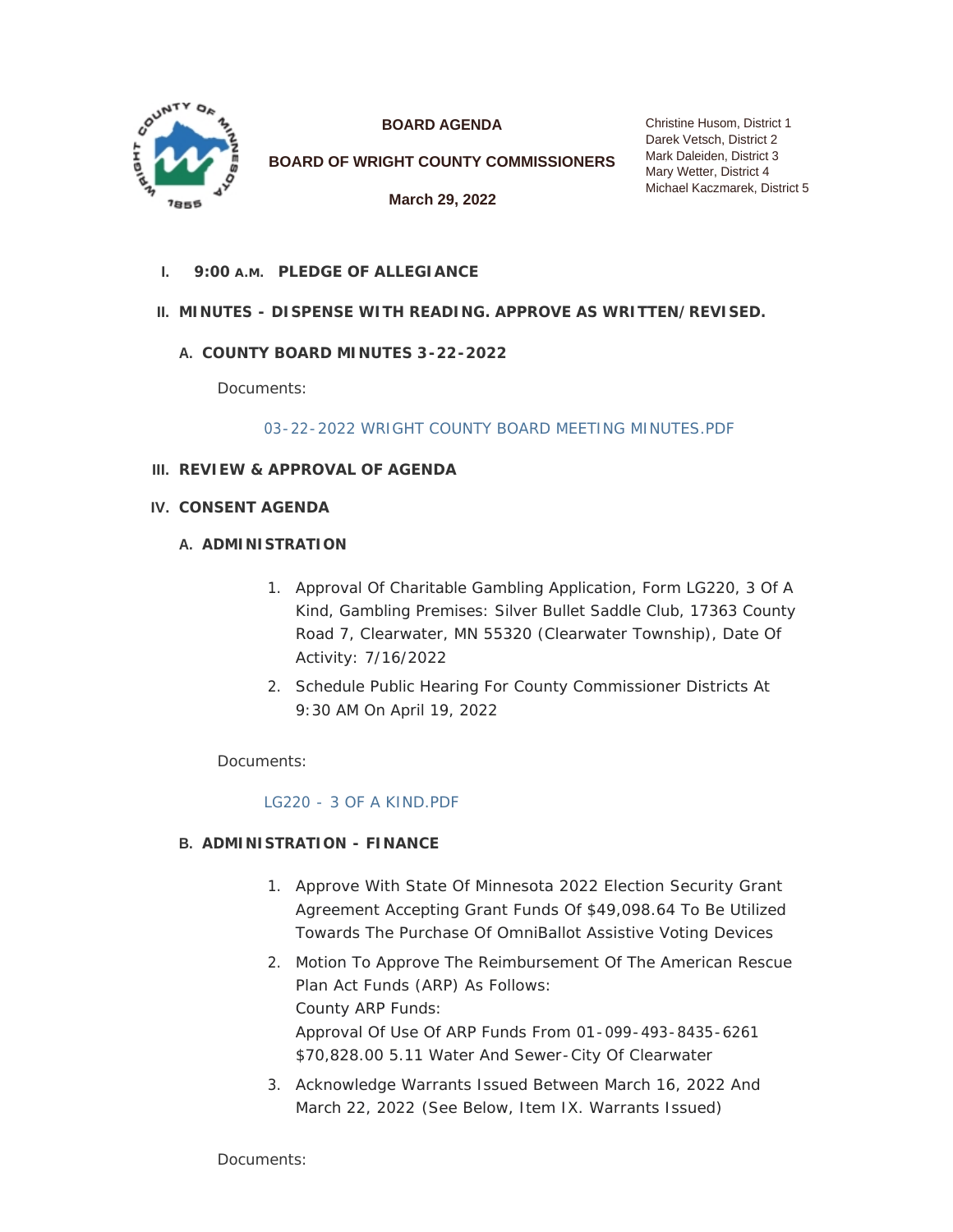**BOARD AGENDA**

**BOARD OF WRIGHT COUNTY COMMISSIONERS**

**March 29, 2022**

Christine Husom, District 1
Darek Vetsch, District 2
Mark Daleiden, District 3
Mary Wetter, District 4
Michael Kaczmarek, District 5

## I. 9:00 A.M. PLEDGE OF ALLEGIANCE

## II. MINUTES - DISPENSE WITH READING. APPROVE AS WRITTEN/REVISED.

### A. COUNTY BOARD MINUTES 3-22-2022

Documents:

03-22-2022 WRIGHT COUNTY BOARD MEETING MINUTES.PDF

## III. REVIEW & APPROVAL OF AGENDA

## IV. CONSENT AGENDA

### A. ADMINISTRATION

1. Approval Of Charitable Gambling Application, Form LG220, 3 Of A Kind, Gambling Premises: Silver Bullet Saddle Club, 17363 County Road 7, Clearwater, MN 55320 (Clearwater Township), Date Of Activity: 7/16/2022
2. Schedule Public Hearing For County Commissioner Districts At 9:30 AM On April 19, 2022

Documents:

LG220 - 3 OF A KIND.PDF

### B. ADMINISTRATION - FINANCE

1. Approve With State Of Minnesota 2022 Election Security Grant Agreement Accepting Grant Funds Of $49,098.64 To Be Utilized Towards The Purchase Of OmniBallot Assistive Voting Devices
2. Motion To Approve The Reimbursement Of The American Rescue Plan Act Funds (ARP) As Follows:
   County ARP Funds:
   Approval Of Use Of ARP Funds From 01-099-493-8435-6261 $70,828.00 5.11 Water And Sewer-City Of Clearwater
3. Acknowledge Warrants Issued Between March 16, 2022 And March 22, 2022 (See Below, Item IX. Warrants Issued)

Documents: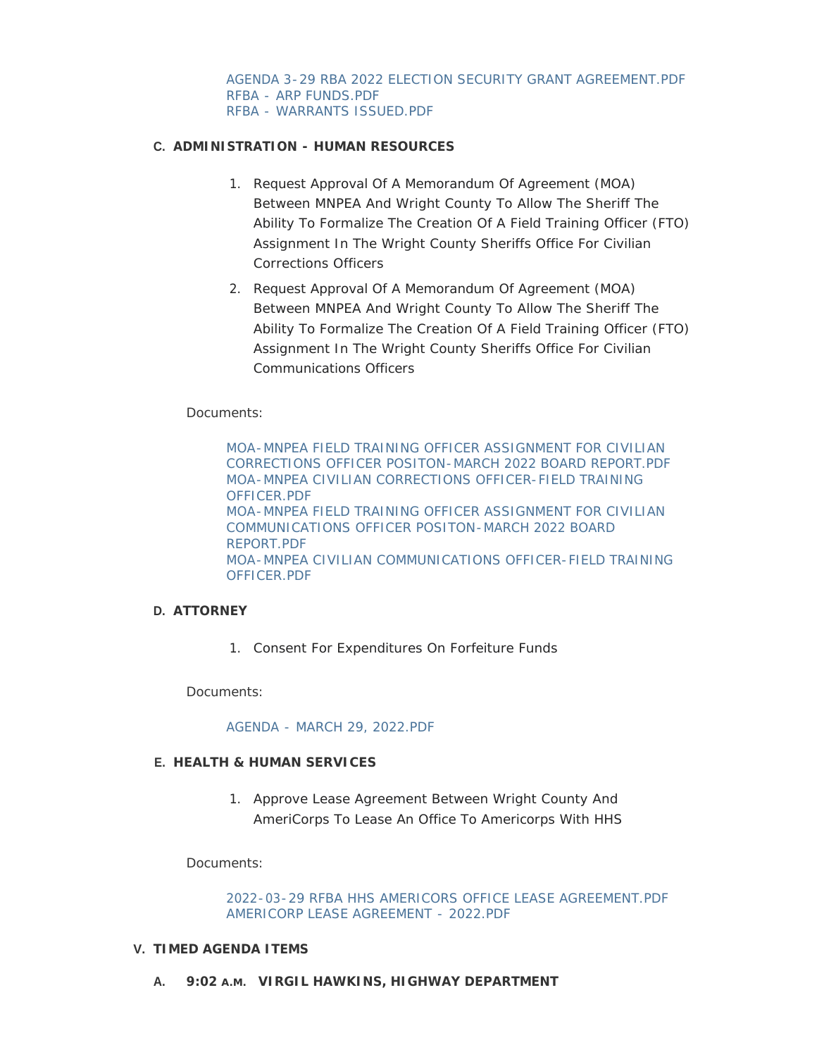AGENDA 3-29 RBA 2022 ELECTION SECURITY GRANT AGREEMENT.PDF
RFBA - ARP FUNDS.PDF
RFBA - WARRANTS ISSUED.PDF

**C. ADMINISTRATION - HUMAN RESOURCES**

1. Request Approval Of A Memorandum Of Agreement (MOA) Between MNPEA And Wright County To Allow The Sheriff The Ability To Formalize The Creation Of A Field Training Officer (FTO) Assignment In The Wright County Sheriffs Office For Civilian Corrections Officers
2. Request Approval Of A Memorandum Of Agreement (MOA) Between MNPEA And Wright County To Allow The Sheriff The Ability To Formalize The Creation Of A Field Training Officer (FTO) Assignment In The Wright County Sheriffs Office For Civilian Communications Officers

Documents:

MOA-MNPEA FIELD TRAINING OFFICER ASSIGNMENT FOR CIVILIAN CORRECTIONS OFFICER POSITON-MARCH 2022 BOARD REPORT.PDF
MOA-MNPEA CIVILIAN CORRECTIONS OFFICER-FIELD TRAINING OFFICER.PDF
MOA-MNPEA FIELD TRAINING OFFICER ASSIGNMENT FOR CIVILIAN COMMUNICATIONS OFFICER POSITON-MARCH 2022 BOARD REPORT.PDF
MOA-MNPEA CIVILIAN COMMUNICATIONS OFFICER-FIELD TRAINING OFFICER.PDF

**D. ATTORNEY**

1. Consent For Expenditures On Forfeiture Funds

Documents:

AGENDA - MARCH 29, 2022.PDF

**E. HEALTH & HUMAN SERVICES**

1. Approve Lease Agreement Between Wright County And AmeriCorps To Lease An Office To Americorps With HHS

Documents:

2022-03-29 RFBA HHS AMERICORS OFFICE LEASE AGREEMENT.PDF
AMERICORP LEASE AGREEMENT - 2022.PDF

**V. TIMED AGENDA ITEMS**

**A. 9:02 A.M. VIRGIL HAWKINS, HIGHWAY DEPARTMENT**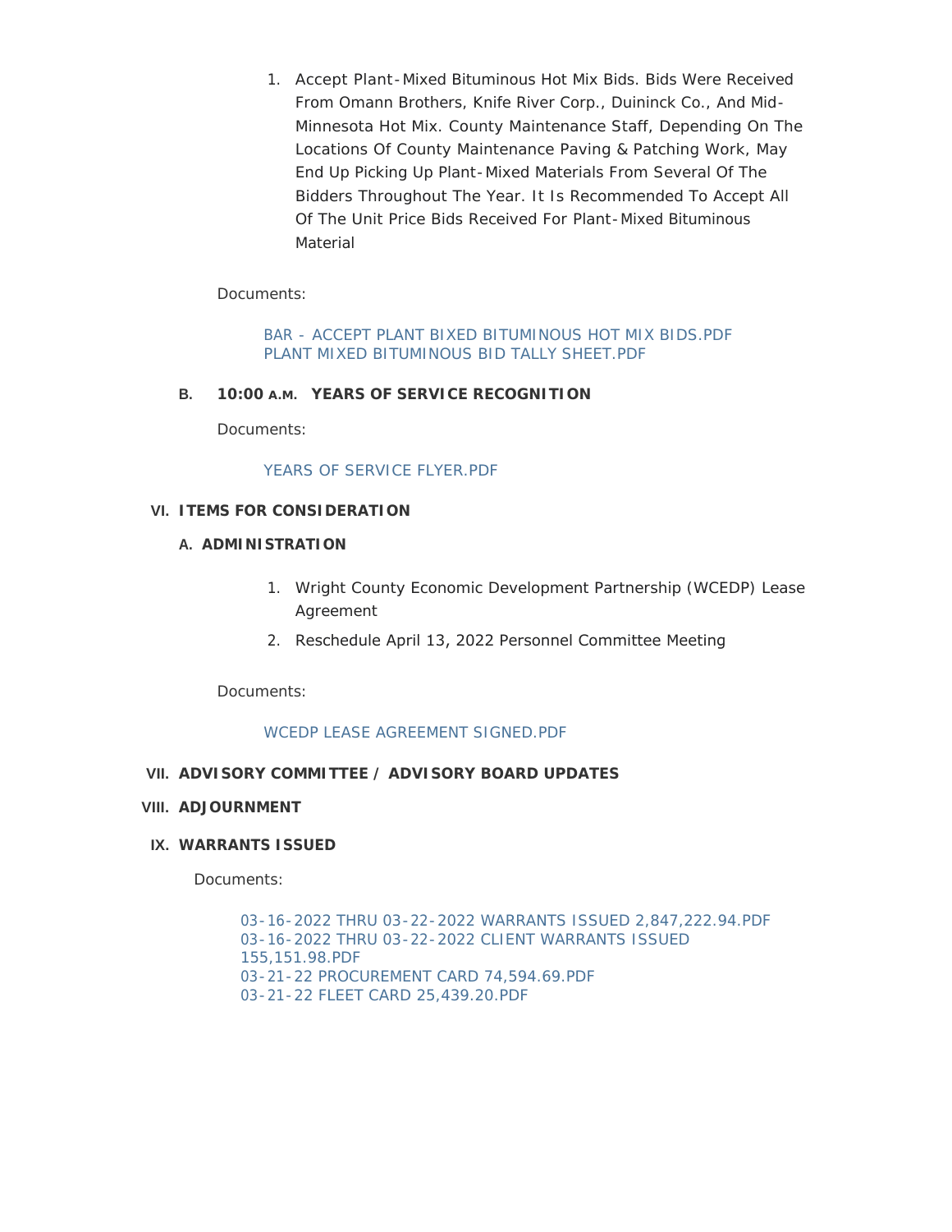1. Accept Plant-Mixed Bituminous Hot Mix Bids. Bids Were Received From Omann Brothers, Knife River Corp., Duininck Co., And Mid-Minnesota Hot Mix. County Maintenance Staff, Depending On The Locations Of County Maintenance Paving & Patching Work, May End Up Picking Up Plant-Mixed Materials From Several Of The Bidders Throughout The Year. It Is Recommended To Accept All Of The Unit Price Bids Received For Plant-Mixed Bituminous Material

Documents:

BAR - ACCEPT PLANT BIXED BITUMINOUS HOT MIX BIDS.PDF
PLANT MIXED BITUMINOUS BID TALLY SHEET.PDF

**B. 10:00 A.M. YEARS OF SERVICE RECOGNITION**

Documents:

YEARS OF SERVICE FLYER.PDF

## VI. ITEMS FOR CONSIDERATION

### A. ADMINISTRATION

1. Wright County Economic Development Partnership (WCEDP) Lease Agreement
2. Reschedule April 13, 2022 Personnel Committee Meeting

Documents:

WCEDP LEASE AGREEMENT SIGNED.PDF

## VII. ADVISORY COMMITTEE / ADVISORY BOARD UPDATES

## VIII. ADJOURNMENT

## IX. WARRANTS ISSUED

Documents:

03-16-2022 THRU 03-22-2022 WARRANTS ISSUED 2,847,222.94.PDF
03-16-2022 THRU 03-22-2022 CLIENT WARRANTS ISSUED 155,151.98.PDF
03-21-22 PROCUREMENT CARD 74,594.69.PDF
03-21-22 FLEET CARD 25,439.20.PDF